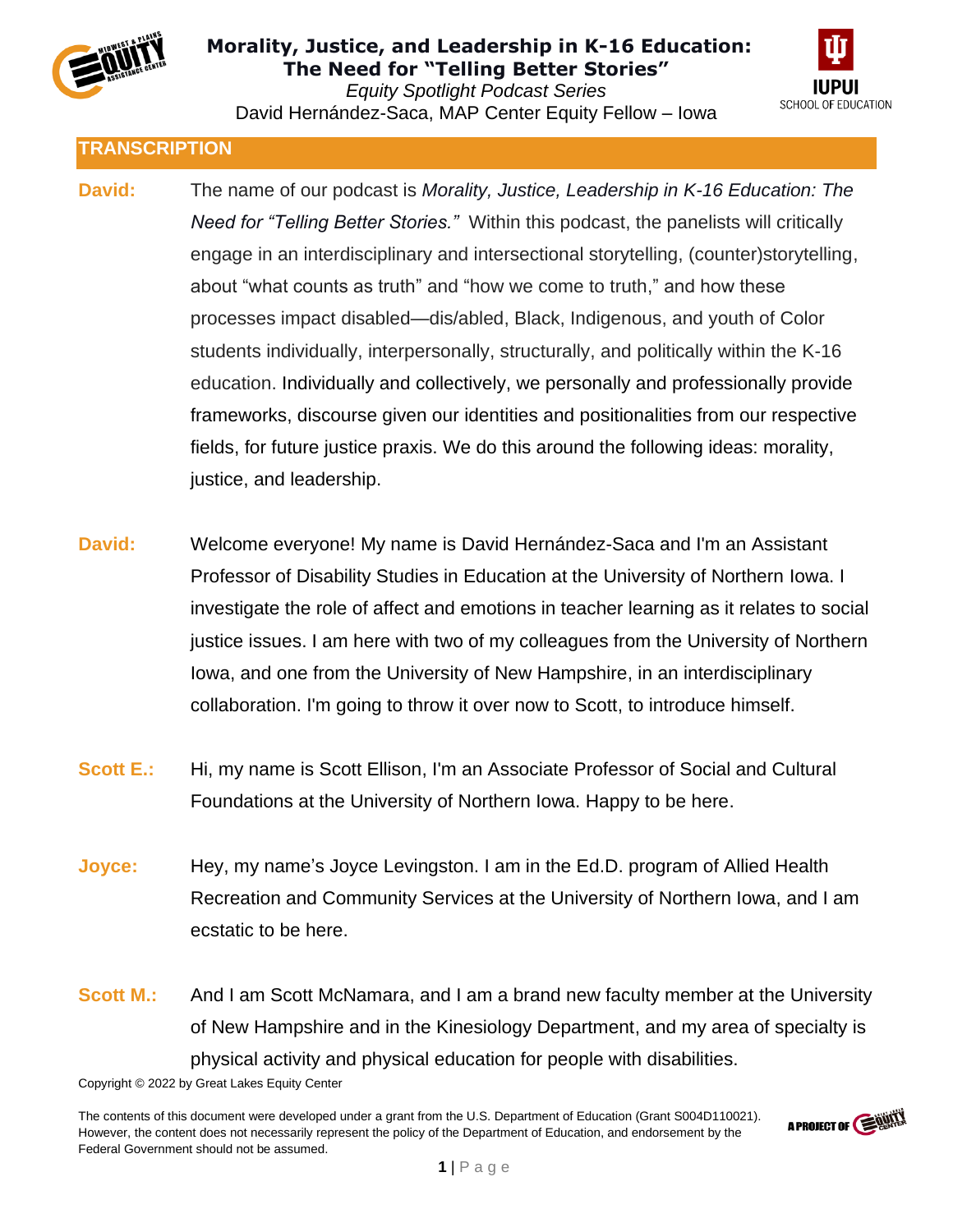# Morality, Justice, and Leadership in K-16 Education: The Need for "Telling Better Stories"

*Equity Spotlight Podcast Series*

David Hernández-Saca, MAP Center Equity Fellow – Iowa

## TRANSCRIPTION

**David:** The name of our podcast is *Morality, Justice, Leadership in K-16 Education: The Need for "Telling Better Stories."* Within this podcast, the panelists will critically engage in an interdisciplinary and intersectional storytelling, (counter)storytelling, about "what counts as truth" and "how we come to truth," and how these processes impact disabled—dis/abled, Black, Indigenous, and youth of Color students individually, interpersonally, structurally, and politically within the K-16 education. Individually and collectively, we personally and professionally provide frameworks, discourse given our identities and positionalities from our respective fields, for future justice praxis. We do this around the following ideas: morality, justice, and leadership.

**David:** Welcome everyone! My name is David Hernández-Saca and I'm an Assistant Professor of Disability Studies in Education at the University of Northern Iowa. I investigate the role of affect and emotions in teacher learning as it relates to social justice issues. I am here with two of my colleagues from the University of Northern Iowa, and one from the University of New Hampshire, in an interdisciplinary collaboration. I'm going to throw it over now to Scott, to introduce himself.

**Scott E.:** Hi, my name is Scott Ellison, I'm an Associate Professor of Social and Cultural Foundations at the University of Northern Iowa. Happy to be here.

**Joyce:** Hey, my name's Joyce Levingston. I am in the Ed.D. program of Allied Health Recreation and Community Services at the University of Northern Iowa, and I am ecstatic to be here.

**Scott M.:** And I am Scott McNamara, and I am a brand new faculty member at the University of New Hampshire and in the Kinesiology Department, and my area of specialty is physical activity and physical education for people with disabilities.

Copyright © 2022 by Great Lakes Equity Center

The contents of this document were developed under a grant from the U.S. Department of Education (Grant S004D110021). However, the content does not necessarily represent the policy of the Department of Education, and endorsement by the Federal Government should not be assumed.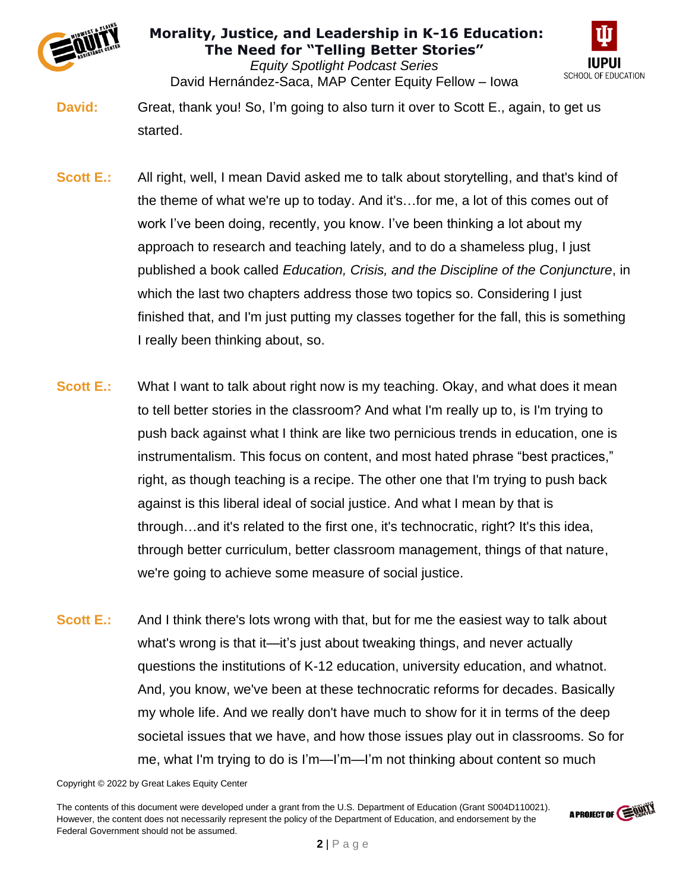**David:** Great, thank you! So, I'm going to also turn it over to Scott E., again, to get us started.

**Scott E.:** All right, well, I mean David asked me to talk about storytelling, and that's kind of the theme of what we're up to today. And it's…for me, a lot of this comes out of work I've been doing, recently, you know. I've been thinking a lot about my approach to research and teaching lately, and to do a shameless plug, I just published a book called *Education, Crisis, and the Discipline of the Conjuncture*, in which the last two chapters address those two topics so. Considering I just finished that, and I'm just putting my classes together for the fall, this is something I really been thinking about, so.

**Scott E.:** What I want to talk about right now is my teaching. Okay, and what does it mean to tell better stories in the classroom? And what I'm really up to, is I'm trying to push back against what I think are like two pernicious trends in education, one is instrumentalism. This focus on content, and most hated phrase "best practices," right, as though teaching is a recipe. The other one that I'm trying to push back against is this liberal ideal of social justice. And what I mean by that is through…and it's related to the first one, it's technocratic, right? It's this idea, through better curriculum, better classroom management, things of that nature, we're going to achieve some measure of social justice.

**Scott E.:** And I think there's lots wrong with that, but for me the easiest way to talk about what's wrong is that it—it's just about tweaking things, and never actually questions the institutions of K-12 education, university education, and whatnot. And, you know, we've been at these technocratic reforms for decades. Basically my whole life. And we really don't have much to show for it in terms of the deep societal issues that we have, and how those issues play out in classrooms. So for me, what I'm trying to do is I'm—I'm—I'm not thinking about content so much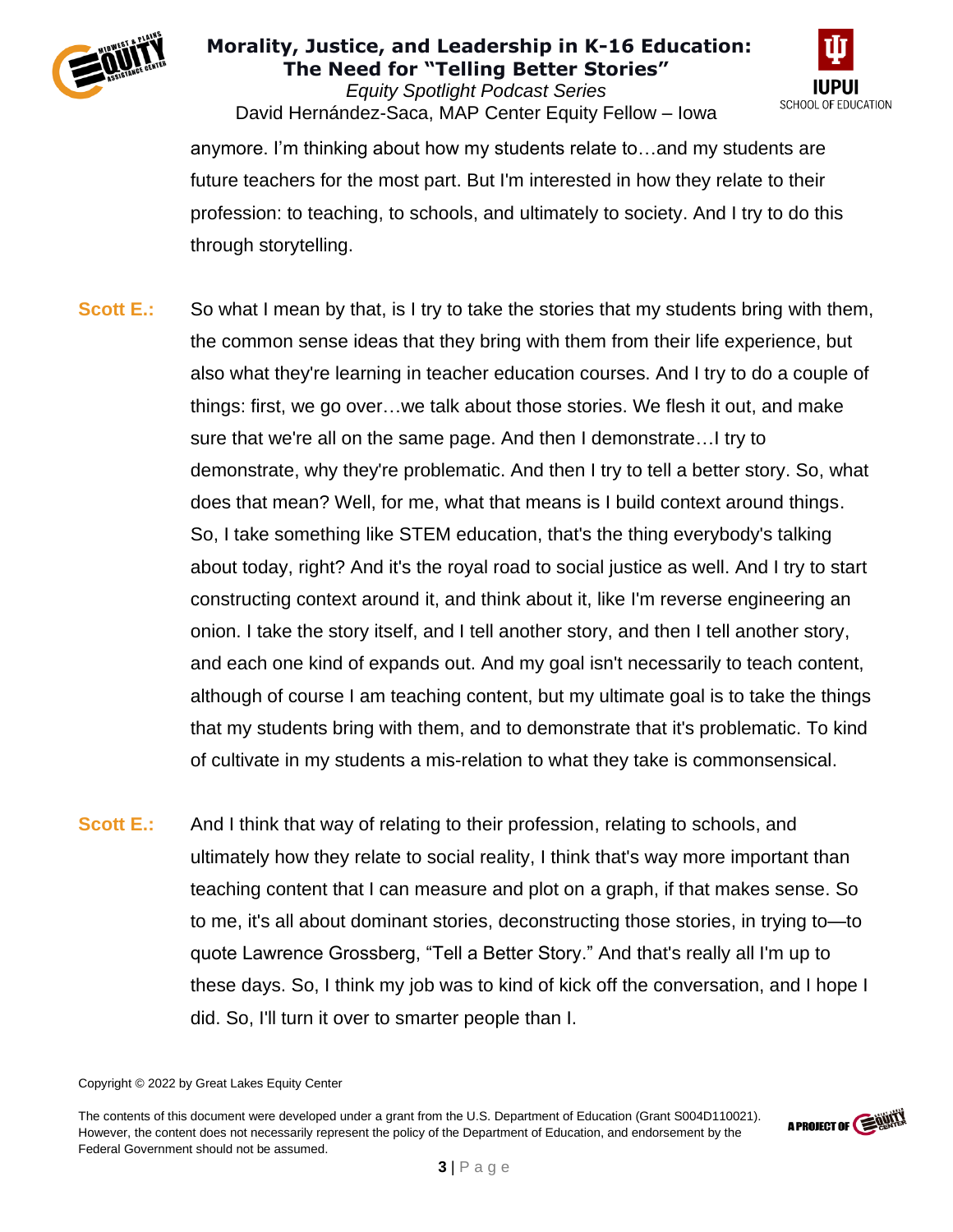anymore. I'm thinking about how my students relate to…and my students are future teachers for the most part. But I'm interested in how they relate to their profession: to teaching, to schools, and ultimately to society. And I try to do this through storytelling.

**Scott E.:** So what I mean by that, is I try to take the stories that my students bring with them, the common sense ideas that they bring with them from their life experience, but also what they're learning in teacher education courses. And I try to do a couple of things: first, we go over…we talk about those stories. We flesh it out, and make sure that we're all on the same page. And then I demonstrate…I try to demonstrate, why they're problematic. And then I try to tell a better story. So, what does that mean? Well, for me, what that means is I build context around things. So, I take something like STEM education, that's the thing everybody's talking about today, right? And it's the royal road to social justice as well. And I try to start constructing context around it, and think about it, like I'm reverse engineering an onion. I take the story itself, and I tell another story, and then I tell another story, and each one kind of expands out. And my goal isn't necessarily to teach content, although of course I am teaching content, but my ultimate goal is to take the things that my students bring with them, and to demonstrate that it's problematic. To kind of cultivate in my students a mis-relation to what they take is commonsensical.

**Scott E.:** And I think that way of relating to their profession, relating to schools, and ultimately how they relate to social reality, I think that's way more important than teaching content that I can measure and plot on a graph, if that makes sense. So to me, it's all about dominant stories, deconstructing those stories, in trying to—to quote Lawrence Grossberg, "Tell a Better Story." And that's really all I'm up to these days. So, I think my job was to kind of kick off the conversation, and I hope I did. So, I'll turn it over to smarter people than I.

Copyright © 2022 by Great Lakes Equity Center

The contents of this document were developed under a grant from the U.S. Department of Education (Grant S004D110021). However, the content does not necessarily represent the policy of the Department of Education, and endorsement by the Federal Government should not be assumed.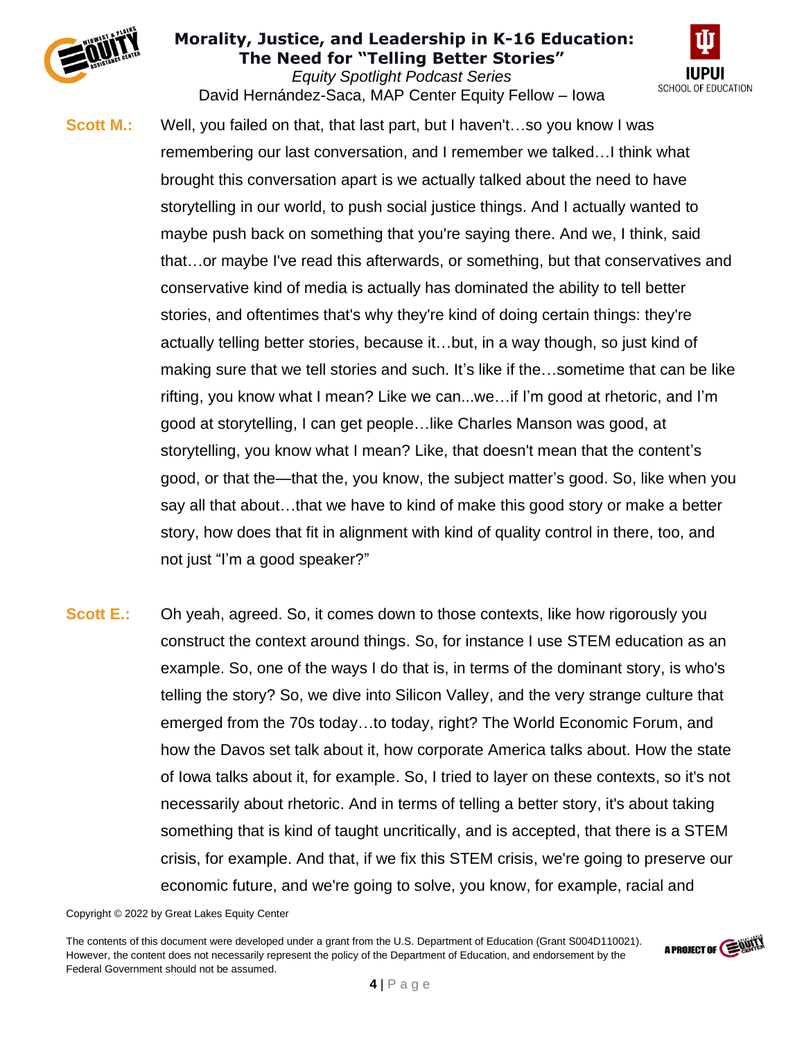**Scott M.:** Well, you failed on that, that last part, but I haven't…so you know I was remembering our last conversation, and I remember we talked…I think what brought this conversation apart is we actually talked about the need to have storytelling in our world, to push social justice things. And I actually wanted to maybe push back on something that you're saying there. And we, I think, said that…or maybe I've read this afterwards, or something, but that conservatives and conservative kind of media is actually has dominated the ability to tell better stories, and oftentimes that's why they're kind of doing certain things: they're actually telling better stories, because it…but, in a way though, so just kind of making sure that we tell stories and such. It's like if the…sometime that can be like rifting, you know what I mean? Like we can...we…if I'm good at rhetoric, and I'm good at storytelling, I can get people…like Charles Manson was good, at storytelling, you know what I mean? Like, that doesn't mean that the content's good, or that the—that the, you know, the subject matter's good. So, like when you say all that about…that we have to kind of make this good story or make a better story, how does that fit in alignment with kind of quality control in there, too, and not just "I'm a good speaker?"

**Scott E.:** Oh yeah, agreed. So, it comes down to those contexts, like how rigorously you construct the context around things. So, for instance I use STEM education as an example. So, one of the ways I do that is, in terms of the dominant story, is who's telling the story? So, we dive into Silicon Valley, and the very strange culture that emerged from the 70s today…to today, right? The World Economic Forum, and how the Davos set talk about it, how corporate America talks about. How the state of Iowa talks about it, for example. So, I tried to layer on these contexts, so it's not necessarily about rhetoric. And in terms of telling a better story, it's about taking something that is kind of taught uncritically, and is accepted, that there is a STEM crisis, for example. And that, if we fix this STEM crisis, we're going to preserve our economic future, and we're going to solve, you know, for example, racial and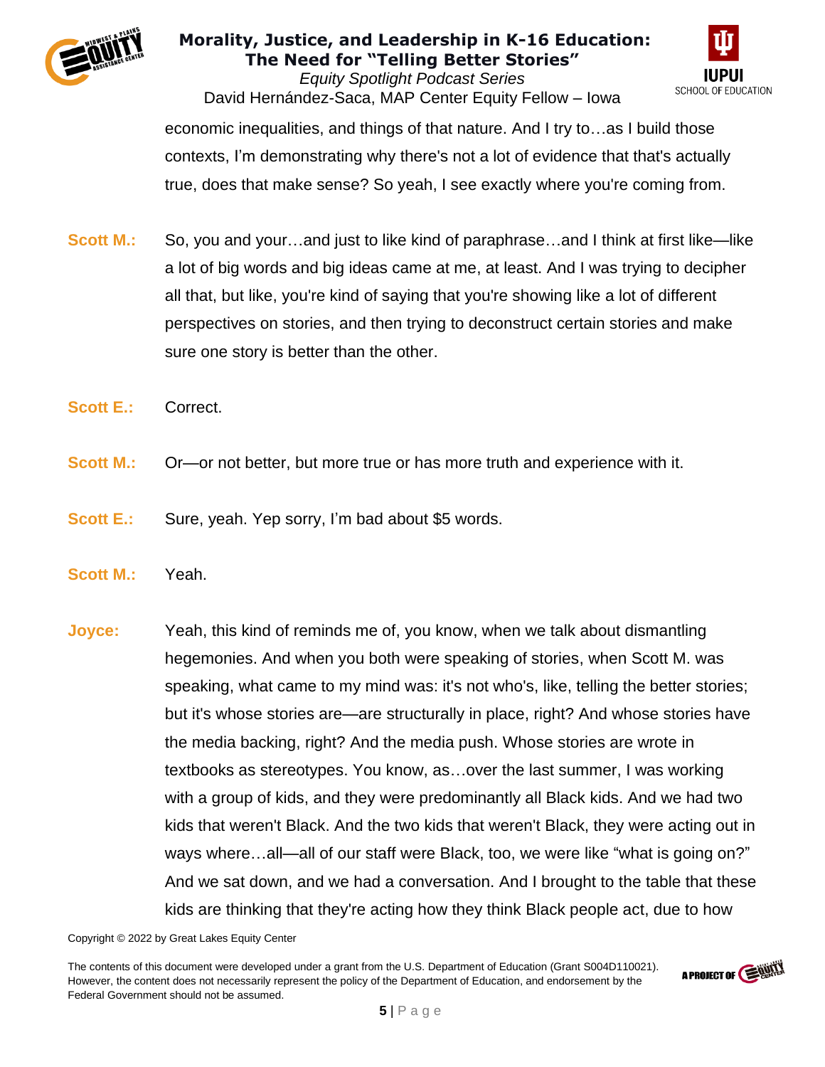economic inequalities, and things of that nature. And I try to…as I build those contexts, I'm demonstrating why there's not a lot of evidence that that's actually true, does that make sense? So yeah, I see exactly where you're coming from.

**Scott M.:** So, you and your…and just to like kind of paraphrase…and I think at first like—like a lot of big words and big ideas came at me, at least. And I was trying to decipher all that, but like, you're kind of saying that you're showing like a lot of different perspectives on stories, and then trying to deconstruct certain stories and make sure one story is better than the other.

**Scott E.:** Correct.

**Scott M.:** Or—or not better, but more true or has more truth and experience with it.

**Scott E.:** Sure, yeah. Yep sorry, I'm bad about $5 words.

**Scott M.:** Yeah.

**Joyce:** Yeah, this kind of reminds me of, you know, when we talk about dismantling hegemonies. And when you both were speaking of stories, when Scott M. was speaking, what came to my mind was: it's not who's, like, telling the better stories; but it's whose stories are—are structurally in place, right? And whose stories have the media backing, right? And the media push. Whose stories are wrote in textbooks as stereotypes. You know, as…over the last summer, I was working with a group of kids, and they were predominantly all Black kids. And we had two kids that weren't Black. And the two kids that weren't Black, they were acting out in ways where…all—all of our staff were Black, too, we were like "what is going on?" And we sat down, and we had a conversation. And I brought to the table that these kids are thinking that they're acting how they think Black people act, due to how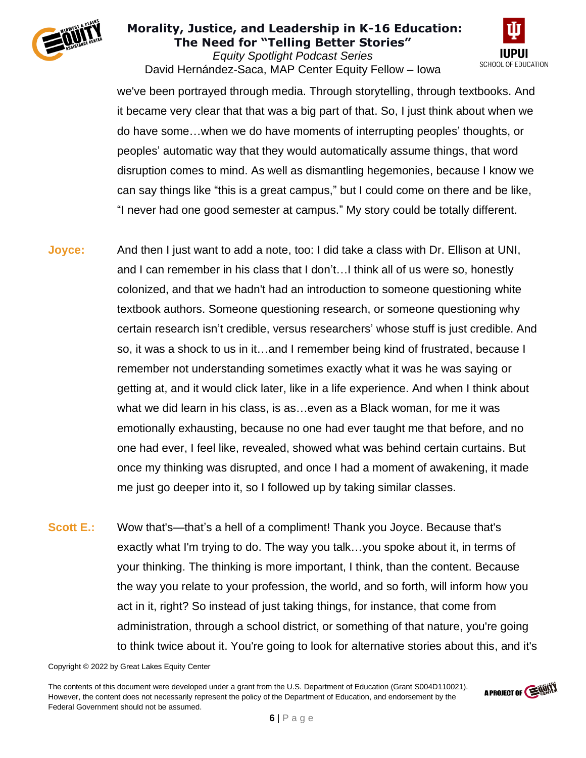we've been portrayed through media. Through storytelling, through textbooks. And it became very clear that that was a big part of that. So, I just think about when we do have some…when we do have moments of interrupting peoples' thoughts, or peoples' automatic way that they would automatically assume things, that word disruption comes to mind. As well as dismantling hegemonies, because I know we can say things like "this is a great campus," but I could come on there and be like, "I never had one good semester at campus." My story could be totally different.

**Joyce:** And then I just want to add a note, too: I did take a class with Dr. Ellison at UNI, and I can remember in his class that I don't…I think all of us were so, honestly colonized, and that we hadn't had an introduction to someone questioning white textbook authors. Someone questioning research, or someone questioning why certain research isn't credible, versus researchers' whose stuff is just credible. And so, it was a shock to us in it…and I remember being kind of frustrated, because I remember not understanding sometimes exactly what it was he was saying or getting at, and it would click later, like in a life experience. And when I think about what we did learn in his class, is as…even as a Black woman, for me it was emotionally exhausting, because no one had ever taught me that before, and no one had ever, I feel like, revealed, showed what was behind certain curtains. But once my thinking was disrupted, and once I had a moment of awakening, it made me just go deeper into it, so I followed up by taking similar classes.

**Scott E.:** Wow that's—that's a hell of a compliment! Thank you Joyce. Because that's exactly what I'm trying to do. The way you talk…you spoke about it, in terms of your thinking. The thinking is more important, I think, than the content. Because the way you relate to your profession, the world, and so forth, will inform how you act in it, right? So instead of just taking things, for instance, that come from administration, through a school district, or something of that nature, you're going to think twice about it. You're going to look for alternative stories about this, and it's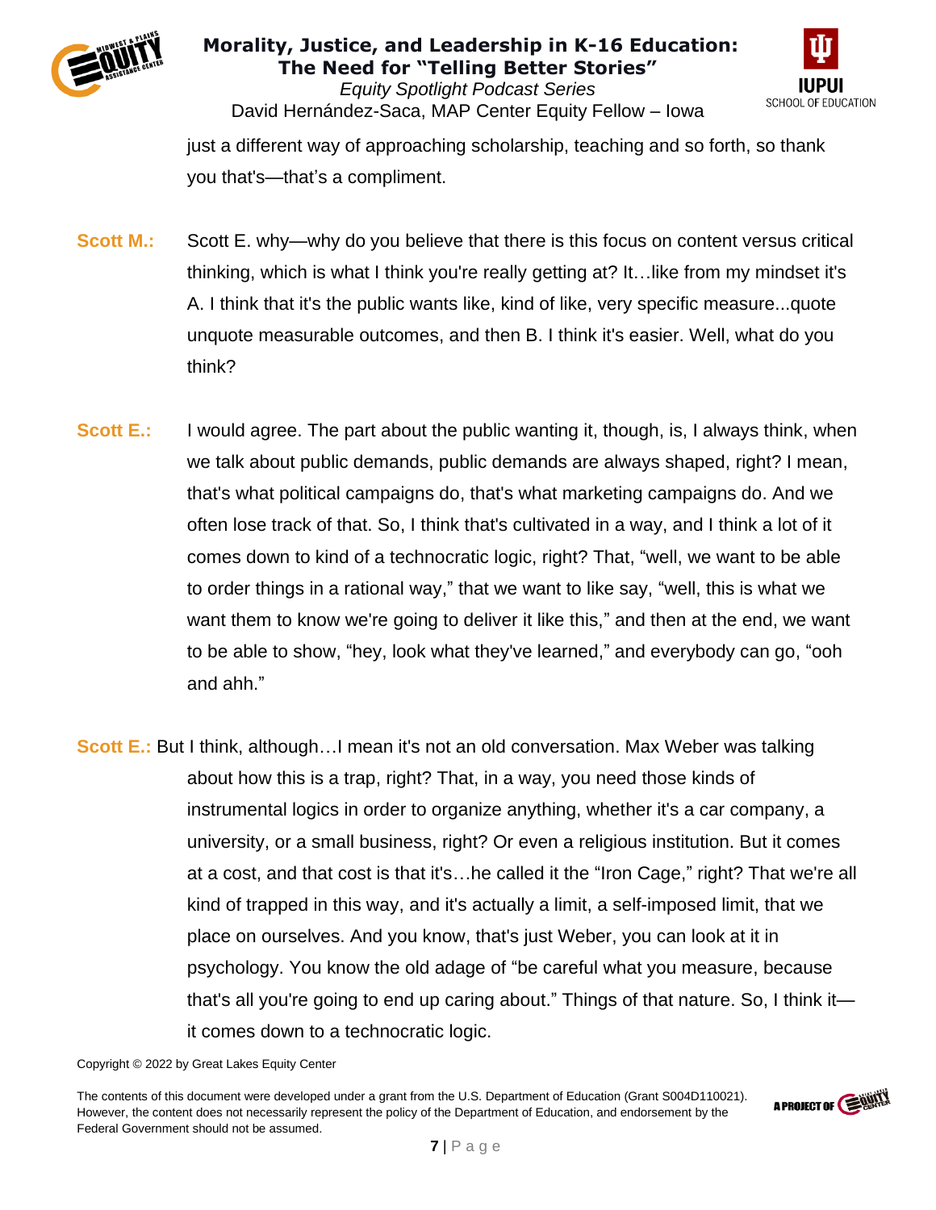just a different way of approaching scholarship, teaching and so forth, so thank you that's—that's a compliment.

**Scott M.:** Scott E. why—why do you believe that there is this focus on content versus critical thinking, which is what I think you're really getting at? It…like from my mindset it's A. I think that it's the public wants like, kind of like, very specific measure...quote unquote measurable outcomes, and then B. I think it's easier. Well, what do you think?

**Scott E.:** I would agree. The part about the public wanting it, though, is, I always think, when we talk about public demands, public demands are always shaped, right? I mean, that's what political campaigns do, that's what marketing campaigns do. And we often lose track of that. So, I think that's cultivated in a way, and I think a lot of it comes down to kind of a technocratic logic, right? That, "well, we want to be able to order things in a rational way," that we want to like say, "well, this is what we want them to know we're going to deliver it like this," and then at the end, we want to be able to show, "hey, look what they've learned," and everybody can go, "ooh and ahh."

**Scott E.:** But I think, although…I mean it's not an old conversation. Max Weber was talking about how this is a trap, right? That, in a way, you need those kinds of instrumental logics in order to organize anything, whether it's a car company, a university, or a small business, right? Or even a religious institution. But it comes at a cost, and that cost is that it's…he called it the "Iron Cage," right? That we're all kind of trapped in this way, and it's actually a limit, a self-imposed limit, that we place on ourselves. And you know, that's just Weber, you can look at it in psychology. You know the old adage of "be careful what you measure, because that's all you're going to end up caring about." Things of that nature. So, I think it—it comes down to a technocratic logic.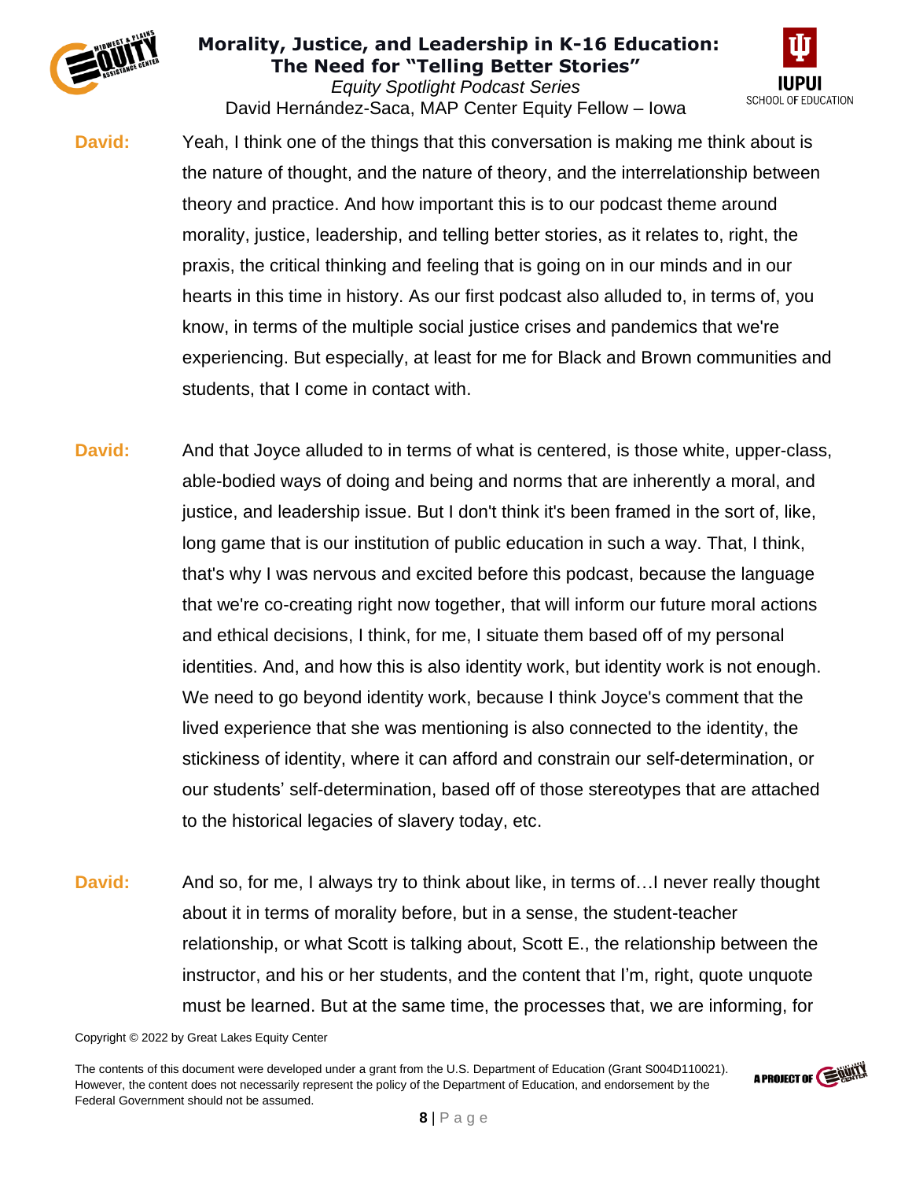**David:** Yeah, I think one of the things that this conversation is making me think about is the nature of thought, and the nature of theory, and the interrelationship between theory and practice. And how important this is to our podcast theme around morality, justice, leadership, and telling better stories, as it relates to, right, the praxis, the critical thinking and feeling that is going on in our minds and in our hearts in this time in history. As our first podcast also alluded to, in terms of, you know, in terms of the multiple social justice crises and pandemics that we're experiencing. But especially, at least for me for Black and Brown communities and students, that I come in contact with.

**David:** And that Joyce alluded to in terms of what is centered, is those white, upper-class, able-bodied ways of doing and being and norms that are inherently a moral, and justice, and leadership issue. But I don't think it's been framed in the sort of, like, long game that is our institution of public education in such a way. That, I think, that's why I was nervous and excited before this podcast, because the language that we're co-creating right now together, that will inform our future moral actions and ethical decisions, I think, for me, I situate them based off of my personal identities. And, and how this is also identity work, but identity work is not enough. We need to go beyond identity work, because I think Joyce's comment that the lived experience that she was mentioning is also connected to the identity, the stickiness of identity, where it can afford and constrain our self-determination, or our students' self-determination, based off of those stereotypes that are attached to the historical legacies of slavery today, etc.

**David:** And so, for me, I always try to think about like, in terms of…I never really thought about it in terms of morality before, but in a sense, the student-teacher relationship, or what Scott is talking about, Scott E., the relationship between the instructor, and his or her students, and the content that I'm, right, quote unquote must be learned. But at the same time, the processes that, we are informing, for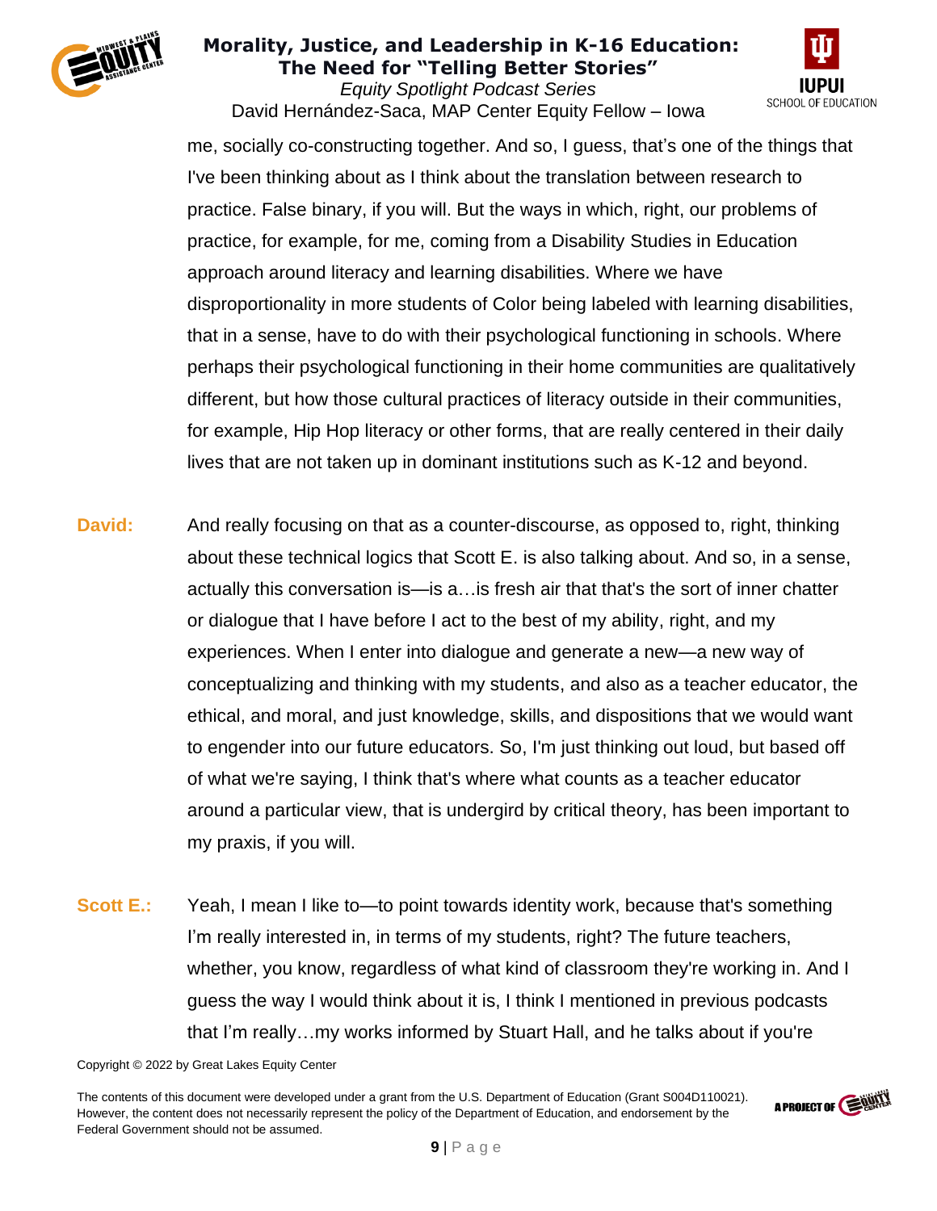me, socially co-constructing together. And so, I guess, that's one of the things that I've been thinking about as I think about the translation between research to practice. False binary, if you will. But the ways in which, right, our problems of practice, for example, for me, coming from a Disability Studies in Education approach around literacy and learning disabilities. Where we have disproportionality in more students of Color being labeled with learning disabilities, that in a sense, have to do with their psychological functioning in schools. Where perhaps their psychological functioning in their home communities are qualitatively different, but how those cultural practices of literacy outside in their communities, for example, Hip Hop literacy or other forms, that are really centered in their daily lives that are not taken up in dominant institutions such as K-12 and beyond.

**David:** And really focusing on that as a counter-discourse, as opposed to, right, thinking about these technical logics that Scott E. is also talking about. And so, in a sense, actually this conversation is—is a…is fresh air that that's the sort of inner chatter or dialogue that I have before I act to the best of my ability, right, and my experiences. When I enter into dialogue and generate a new—a new way of conceptualizing and thinking with my students, and also as a teacher educator, the ethical, and moral, and just knowledge, skills, and dispositions that we would want to engender into our future educators. So, I'm just thinking out loud, but based off of what we're saying, I think that's where what counts as a teacher educator around a particular view, that is undergird by critical theory, has been important to my praxis, if you will.

**Scott E.:** Yeah, I mean I like to—to point towards identity work, because that's something I'm really interested in, in terms of my students, right? The future teachers, whether, you know, regardless of what kind of classroom they're working in. And I guess the way I would think about it is, I think I mentioned in previous podcasts that I'm really…my works informed by Stuart Hall, and he talks about if you're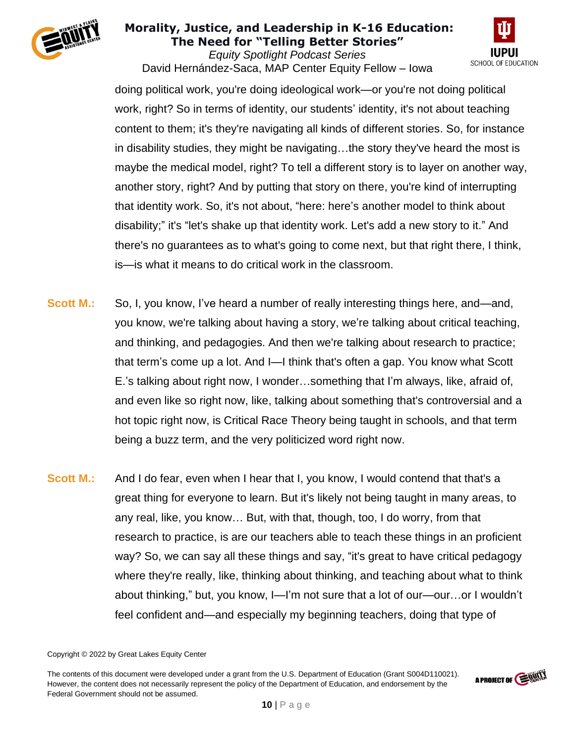doing political work, you're doing ideological work—or you're not doing political work, right? So in terms of identity, our students' identity, it's not about teaching content to them; it's they're navigating all kinds of different stories. So, for instance in disability studies, they might be navigating…the story they've heard the most is maybe the medical model, right? To tell a different story is to layer on another way, another story, right? And by putting that story on there, you're kind of interrupting that identity work. So, it's not about, "here: here's another model to think about disability;" it's "let's shake up that identity work. Let's add a new story to it." And there's no guarantees as to what's going to come next, but that right there, I think, is—is what it means to do critical work in the classroom.

**Scott M.:** So, I, you know, I've heard a number of really interesting things here, and—and, you know, we're talking about having a story, we're talking about critical teaching, and thinking, and pedagogies. And then we're talking about research to practice; that term's come up a lot. And I—I think that's often a gap. You know what Scott E.'s talking about right now, I wonder…something that I'm always, like, afraid of, and even like so right now, like, talking about something that's controversial and a hot topic right now, is Critical Race Theory being taught in schools, and that term being a buzz term, and the very politicized word right now.

**Scott M.:** And I do fear, even when I hear that I, you know, I would contend that that's a great thing for everyone to learn. But it's likely not being taught in many areas, to any real, like, you know… But, with that, though, too, I do worry, from that research to practice, is are our teachers able to teach these things in an proficient way? So, we can say all these things and say, "it's great to have critical pedagogy where they're really, like, thinking about thinking, and teaching about what to think about thinking," but, you know, I—I'm not sure that a lot of our—our…or I wouldn't feel confident and—and especially my beginning teachers, doing that type of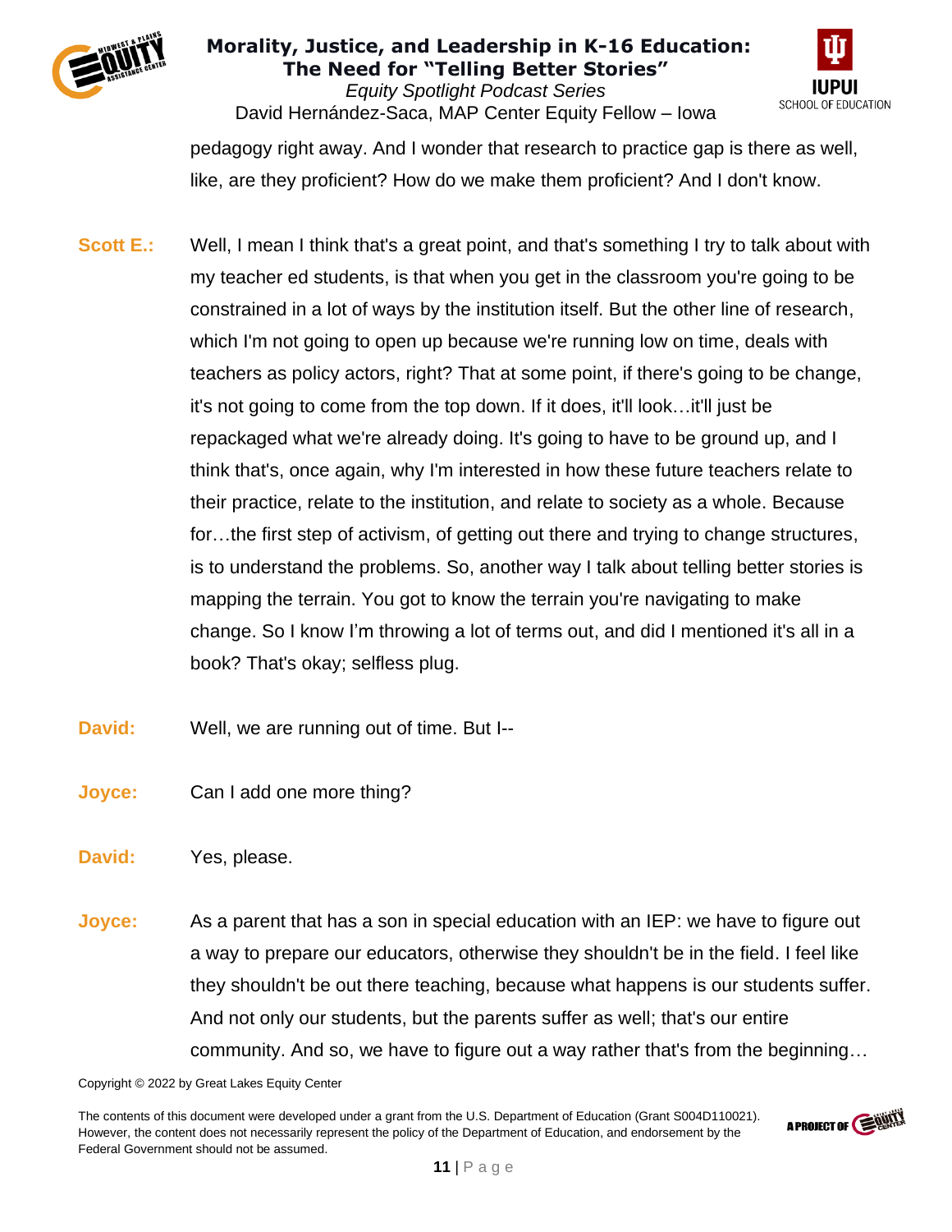pedagogy right away. And I wonder that research to practice gap is there as well, like, are they proficient? How do we make them proficient? And I don't know.

**Scott E.:** Well, I mean I think that's a great point, and that's something I try to talk about with my teacher ed students, is that when you get in the classroom you're going to be constrained in a lot of ways by the institution itself. But the other line of research, which I'm not going to open up because we're running low on time, deals with teachers as policy actors, right? That at some point, if there's going to be change, it's not going to come from the top down. If it does, it'll look…it'll just be repackaged what we're already doing. It's going to have to be ground up, and I think that's, once again, why I'm interested in how these future teachers relate to their practice, relate to the institution, and relate to society as a whole. Because for…the first step of activism, of getting out there and trying to change structures, is to understand the problems. So, another way I talk about telling better stories is mapping the terrain. You got to know the terrain you're navigating to make change. So I know I'm throwing a lot of terms out, and did I mentioned it's all in a book? That's okay; selfless plug.

**David:** Well, we are running out of time. But I--

**Joyce:** Can I add one more thing?

**David:** Yes, please.

**Joyce:** As a parent that has a son in special education with an IEP: we have to figure out a way to prepare our educators, otherwise they shouldn't be in the field. I feel like they shouldn't be out there teaching, because what happens is our students suffer. And not only our students, but the parents suffer as well; that's our entire community. And so, we have to figure out a way rather that's from the beginning…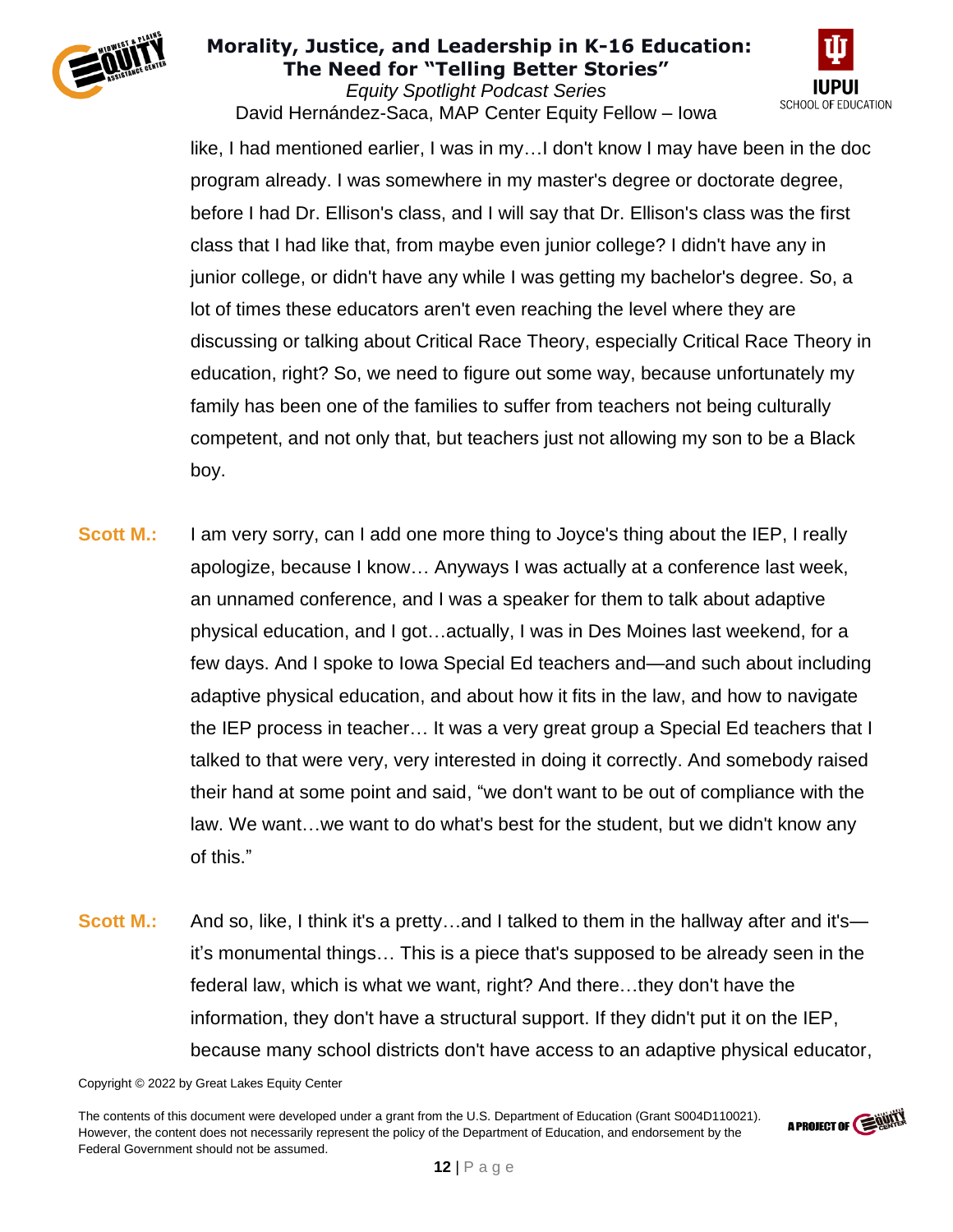like, I had mentioned earlier, I was in my…I don't know I may have been in the doc program already. I was somewhere in my master's degree or doctorate degree, before I had Dr. Ellison's class, and I will say that Dr. Ellison's class was the first class that I had like that, from maybe even junior college? I didn't have any in junior college, or didn't have any while I was getting my bachelor's degree. So, a lot of times these educators aren't even reaching the level where they are discussing or talking about Critical Race Theory, especially Critical Race Theory in education, right? So, we need to figure out some way, because unfortunately my family has been one of the families to suffer from teachers not being culturally competent, and not only that, but teachers just not allowing my son to be a Black boy.

**Scott M.:** I am very sorry, can I add one more thing to Joyce's thing about the IEP, I really apologize, because I know… Anyways I was actually at a conference last week, an unnamed conference, and I was a speaker for them to talk about adaptive physical education, and I got…actually, I was in Des Moines last weekend, for a few days. And I spoke to Iowa Special Ed teachers and—and such about including adaptive physical education, and about how it fits in the law, and how to navigate the IEP process in teacher… It was a very great group a Special Ed teachers that I talked to that were very, very interested in doing it correctly. And somebody raised their hand at some point and said, "we don't want to be out of compliance with the law. We want…we want to do what's best for the student, but we didn't know any of this."

**Scott M.:** And so, like, I think it's a pretty…and I talked to them in the hallway after and it's—it's monumental things… This is a piece that's supposed to be already seen in the federal law, which is what we want, right? And there…they don't have the information, they don't have a structural support. If they didn't put it on the IEP, because many school districts don't have access to an adaptive physical educator,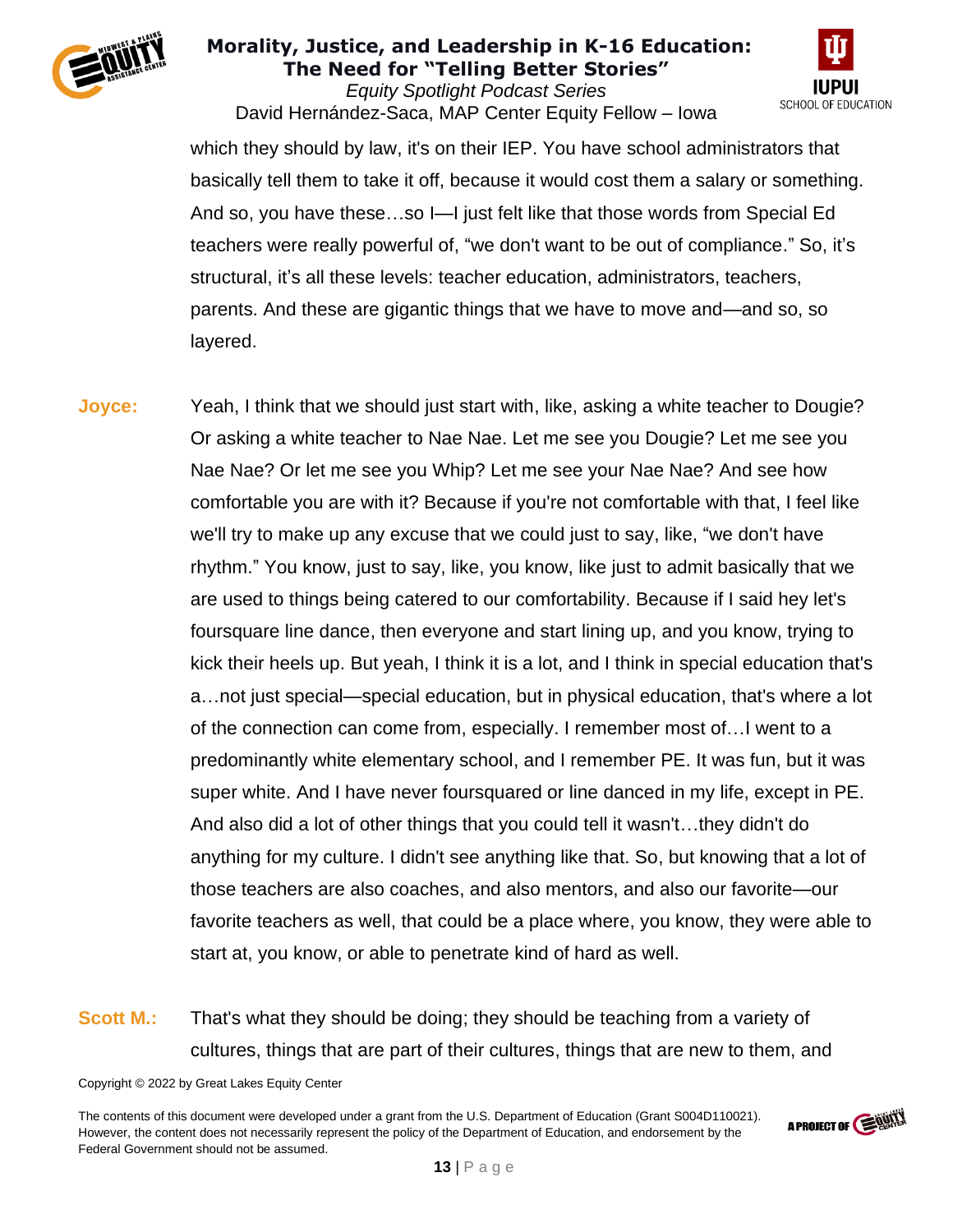which they should by law, it's on their IEP. You have school administrators that basically tell them to take it off, because it would cost them a salary or something. And so, you have these…so I—I just felt like that those words from Special Ed teachers were really powerful of, "we don't want to be out of compliance." So, it's structural, it's all these levels: teacher education, administrators, teachers, parents. And these are gigantic things that we have to move and—and so, so layered.

**Joyce:** Yeah, I think that we should just start with, like, asking a white teacher to Dougie? Or asking a white teacher to Nae Nae. Let me see you Dougie? Let me see you Nae Nae? Or let me see you Whip? Let me see your Nae Nae? And see how comfortable you are with it? Because if you're not comfortable with that, I feel like we'll try to make up any excuse that we could just to say, like, "we don't have rhythm." You know, just to say, like, you know, like just to admit basically that we are used to things being catered to our comfortability. Because if I said hey let's foursquare line dance, then everyone and start lining up, and you know, trying to kick their heels up. But yeah, I think it is a lot, and I think in special education that's a…not just special—special education, but in physical education, that's where a lot of the connection can come from, especially. I remember most of…I went to a predominantly white elementary school, and I remember PE. It was fun, but it was super white. And I have never foursquared or line danced in my life, except in PE. And also did a lot of other things that you could tell it wasn't…they didn't do anything for my culture. I didn't see anything like that. So, but knowing that a lot of those teachers are also coaches, and also mentors, and also our favorite—our favorite teachers as well, that could be a place where, you know, they were able to start at, you know, or able to penetrate kind of hard as well.

**Scott M.:** That's what they should be doing; they should be teaching from a variety of cultures, things that are part of their cultures, things that are new to them, and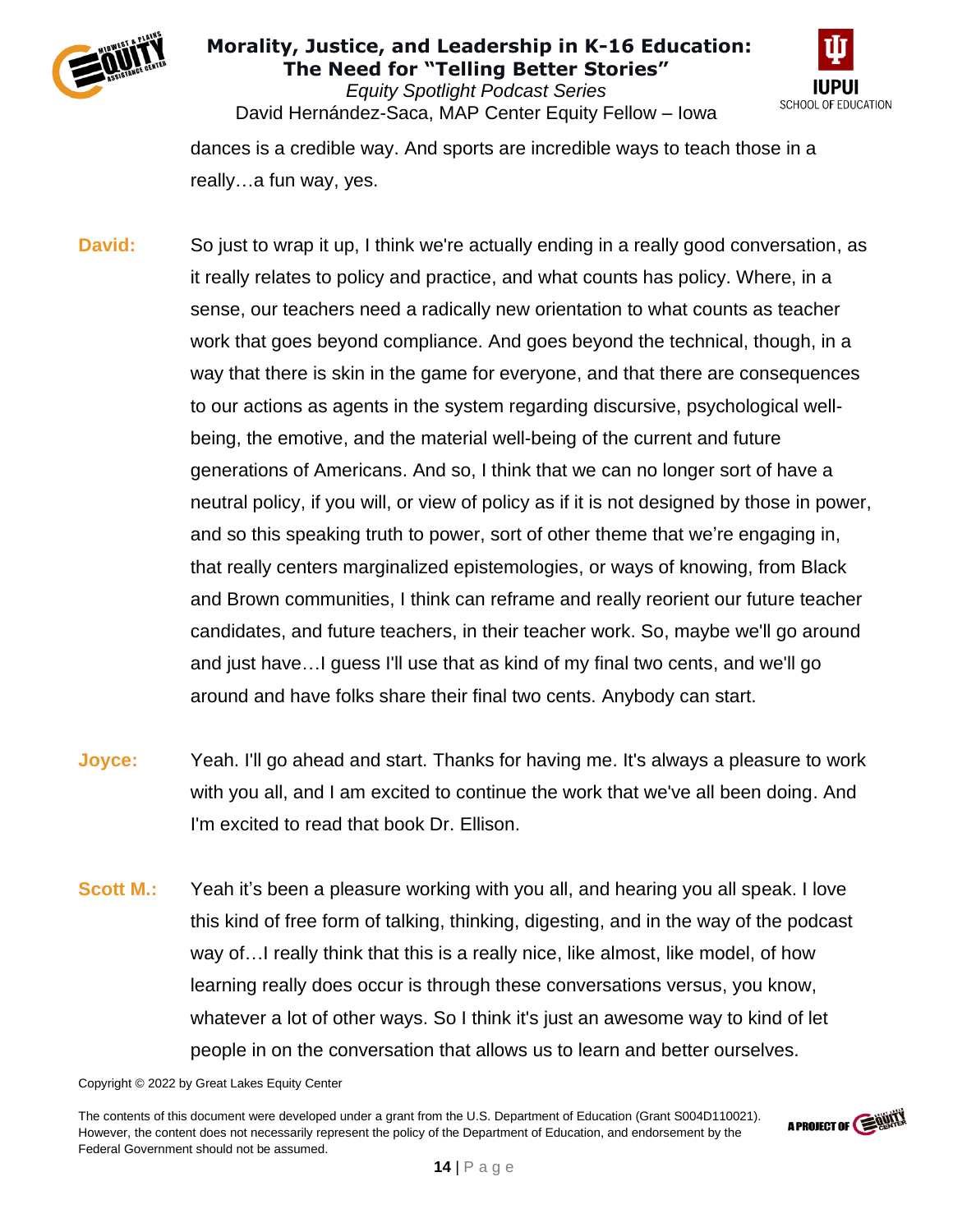dances is a credible way. And sports are incredible ways to teach those in a really…a fun way, yes.

**David:** So just to wrap it up, I think we're actually ending in a really good conversation, as it really relates to policy and practice, and what counts has policy. Where, in a sense, our teachers need a radically new orientation to what counts as teacher work that goes beyond compliance. And goes beyond the technical, though, in a way that there is skin in the game for everyone, and that there are consequences to our actions as agents in the system regarding discursive, psychological well-being, the emotive, and the material well-being of the current and future generations of Americans. And so, I think that we can no longer sort of have a neutral policy, if you will, or view of policy as if it is not designed by those in power, and so this speaking truth to power, sort of other theme that we're engaging in, that really centers marginalized epistemologies, or ways of knowing, from Black and Brown communities, I think can reframe and really reorient our future teacher candidates, and future teachers, in their teacher work. So, maybe we'll go around and just have…I guess I'll use that as kind of my final two cents, and we'll go around and have folks share their final two cents. Anybody can start.

**Joyce:** Yeah. I'll go ahead and start. Thanks for having me. It's always a pleasure to work with you all, and I am excited to continue the work that we've all been doing. And I'm excited to read that book Dr. Ellison.

**Scott M.:** Yeah it's been a pleasure working with you all, and hearing you all speak. I love this kind of free form of talking, thinking, digesting, and in the way of the podcast way of…I really think that this is a really nice, like almost, like model, of how learning really does occur is through these conversations versus, you know, whatever a lot of other ways. So I think it's just an awesome way to kind of let people in on the conversation that allows us to learn and better ourselves.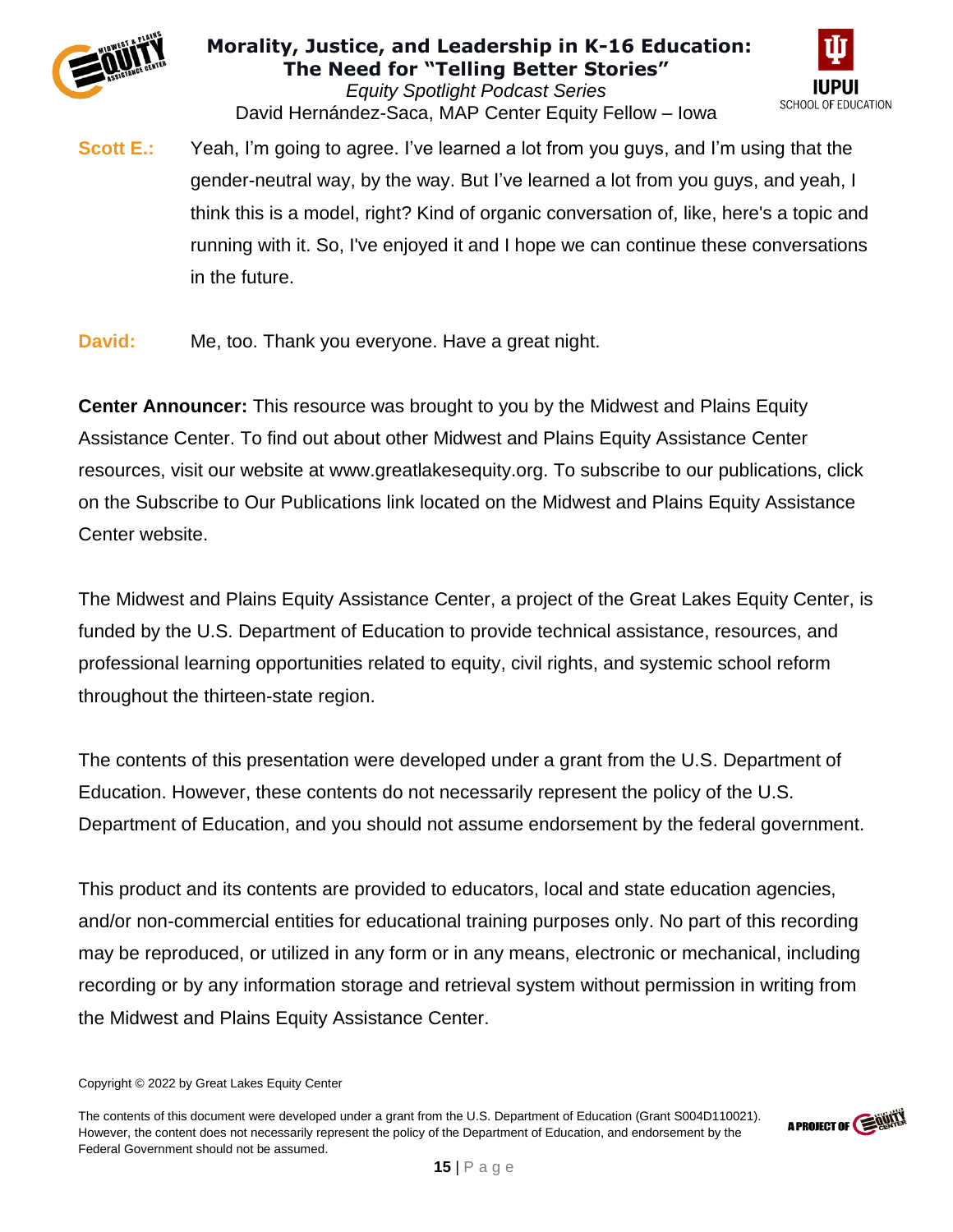**Scott E.:** Yeah, I'm going to agree. I've learned a lot from you guys, and I'm using that the gender-neutral way, by the way. But I've learned a lot from you guys, and yeah, I think this is a model, right? Kind of organic conversation of, like, here's a topic and running with it. So, I've enjoyed it and I hope we can continue these conversations in the future.

**David:** Me, too. Thank you everyone. Have a great night.

**Center Announcer:** This resource was brought to you by the Midwest and Plains Equity Assistance Center. To find out about other Midwest and Plains Equity Assistance Center resources, visit our website at www.greatlakesequity.org. To subscribe to our publications, click on the Subscribe to Our Publications link located on the Midwest and Plains Equity Assistance Center website.

The Midwest and Plains Equity Assistance Center, a project of the Great Lakes Equity Center, is funded by the U.S. Department of Education to provide technical assistance, resources, and professional learning opportunities related to equity, civil rights, and systemic school reform throughout the thirteen-state region.

The contents of this presentation were developed under a grant from the U.S. Department of Education. However, these contents do not necessarily represent the policy of the U.S. Department of Education, and you should not assume endorsement by the federal government.

This product and its contents are provided to educators, local and state education agencies, and/or non-commercial entities for educational training purposes only. No part of this recording may be reproduced, or utilized in any form or in any means, electronic or mechanical, including recording or by any information storage and retrieval system without permission in writing from the Midwest and Plains Equity Assistance Center.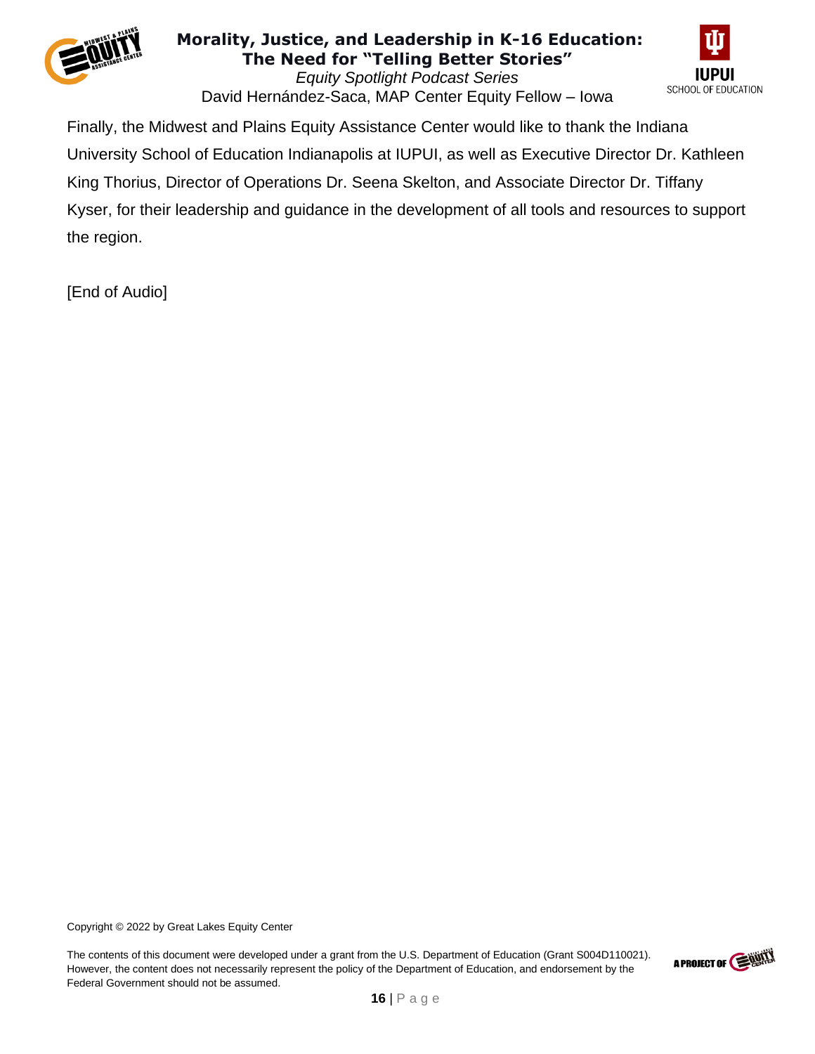Finally, the Midwest and Plains Equity Assistance Center would like to thank the Indiana University School of Education Indianapolis at IUPUI, as well as Executive Director Dr. Kathleen King Thorius, Director of Operations Dr. Seena Skelton, and Associate Director Dr. Tiffany Kyser, for their leadership and guidance in the development of all tools and resources to support the region.

[End of Audio]

Copyright © 2022 by Great Lakes Equity Center

The contents of this document were developed under a grant from the U.S. Department of Education (Grant S004D110021). However, the content does not necessarily represent the policy of the Department of Education, and endorsement by the Federal Government should not be assumed.